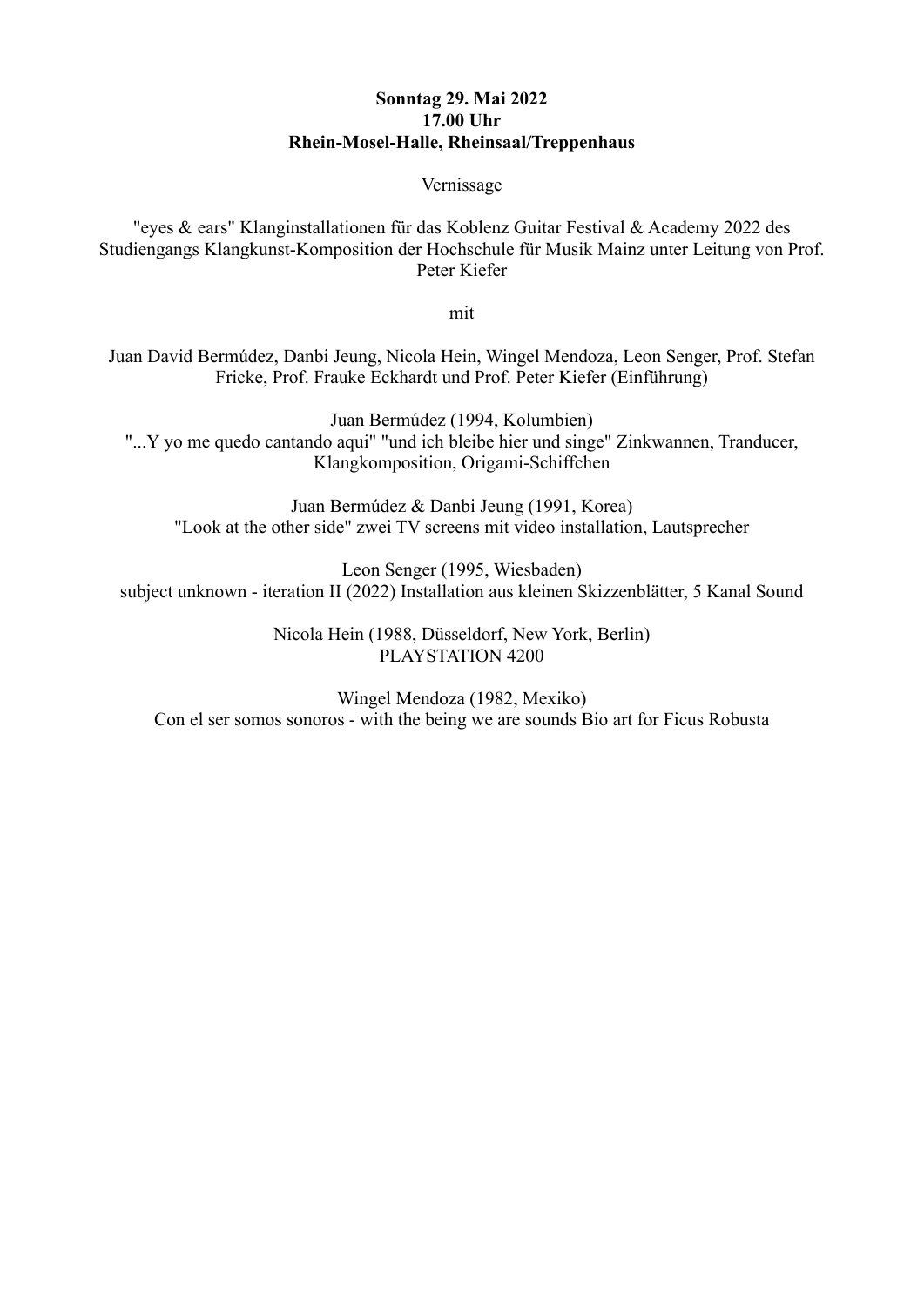**Sonntag 29. Mai 2022**
**17.00 Uhr**
**Rhein-Mosel-Halle, Rheinsaal/Treppenhaus**

Vernissage

"eyes & ears" Klanginstallationen für das Koblenz Guitar Festival & Academy 2022 des Studiengangs Klangkunst-Komposition der Hochschule für Musik Mainz unter Leitung von Prof. Peter Kiefer

mit

Juan David Bermúdez, Danbi Jeung, Nicola Hein, Wingel Mendoza, Leon Senger, Prof. Stefan Fricke, Prof. Frauke Eckhardt und Prof. Peter Kiefer (Einführung)

Juan Bermúdez (1994, Kolumbien)
"...Y yo me quedo cantando aqui" "und ich bleibe hier und singe" Zinkwannen, Tranducer, Klangkomposition, Origami-Schiffchen

Juan Bermúdez & Danbi Jeung (1991, Korea)
"Look at the other side" zwei TV screens mit video installation, Lautsprecher

Leon Senger (1995, Wiesbaden)
subject unknown - iteration II (2022) Installation aus kleinen Skizzenblätter, 5 Kanal Sound

Nicola Hein (1988, Düsseldorf, New York, Berlin)
PLAYSTATION 4200

Wingel Mendoza (1982, Mexiko)
Con el ser somos sonoros - with the being we are sounds Bio art for Ficus Robusta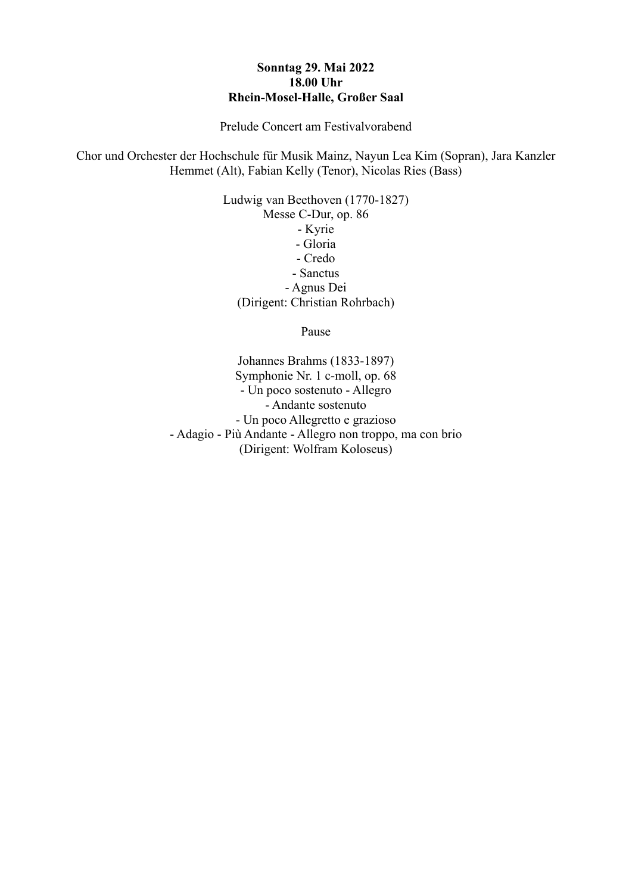**Sonntag 29. Mai 2022**
**18.00 Uhr**
**Rhein-Mosel-Halle, Großer Saal**

Prelude Concert am Festivalvorabend

Chor und Orchester der Hochschule für Musik Mainz, Nayun Lea Kim (Sopran), Jara Kanzler Hemmet (Alt), Fabian Kelly (Tenor), Nicolas Ries (Bass)

Ludwig van Beethoven (1770-1827)
Messe C-Dur, op. 86
- Kyrie
- Gloria
- Credo
- Sanctus
- Agnus Dei

(Dirigent: Christian Rohrbach)

Pause

Johannes Brahms (1833-1897)
Symphonie Nr. 1 c-moll, op. 68
- Un poco sostenuto - Allegro
- Andante sostenuto
- Un poco Allegretto e grazioso
- Adagio - Più Andante - Allegro non troppo, ma con brio

(Dirigent: Wolfram Koloseus)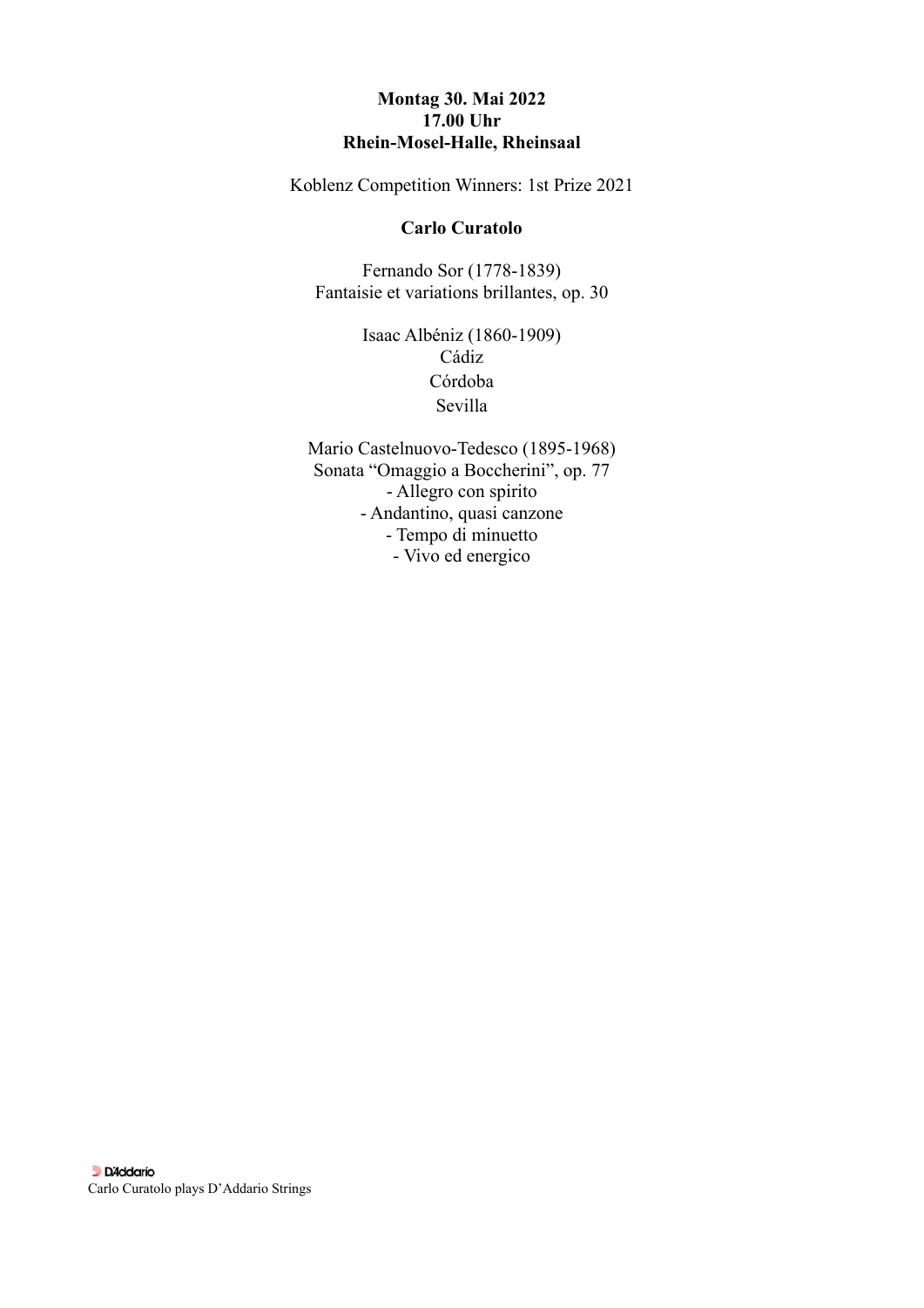**Montag 30. Mai 2022**
**17.00 Uhr**
**Rhein-Mosel-Halle, Rheinsaal**

Koblenz Competition Winners: 1st Prize 2021

**Carlo Curatolo**

Fernando Sor (1778-1839)
Fantaisie et variations brillantes, op. 30

Isaac Albéniz (1860-1909)
Cádiz
Córdoba
Sevilla

Mario Castelnuovo-Tedesco (1895-1968)
Sonata "Omaggio a Boccherini", op. 77
- Allegro con spirito
- Andantino, quasi canzone
- Tempo di minuetto
- Vivo ed energico

D'Addario
Carlo Curatolo plays D'Addario Strings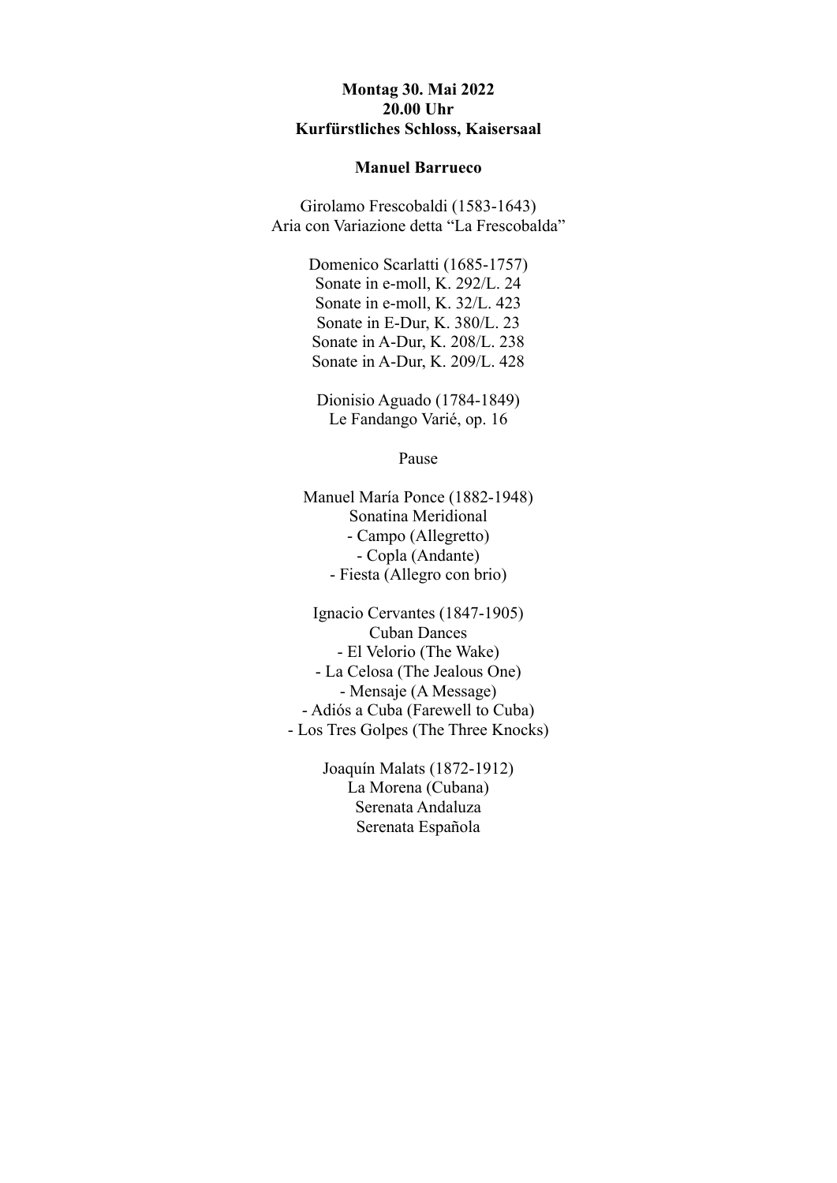**Montag 30. Mai 2022**
**20.00 Uhr**
**Kurfürstliches Schloss, Kaisersaal**

**Manuel Barrueco**

Girolamo Frescobaldi (1583-1643)
Aria con Variazione detta “La Frescobalda”

Domenico Scarlatti (1685-1757)
Sonate in e-moll, K. 292/L. 24
Sonate in e-moll, K. 32/L. 423
Sonate in E-Dur, K. 380/L. 23
Sonate in A-Dur, K. 208/L. 238
Sonate in A-Dur, K. 209/L. 428

Dionisio Aguado (1784-1849)
Le Fandango Varié, op. 16

Pause

Manuel María Ponce (1882-1948)
Sonatina Meridional
- Campo (Allegretto)
- Copla (Andante)
- Fiesta (Allegro con brio)

Ignacio Cervantes (1847-1905)
Cuban Dances
- El Velorio (The Wake)
- La Celosa (The Jealous One)
- Mensaje (A Message)
- Adiós a Cuba (Farewell to Cuba)
- Los Tres Golpes (The Three Knocks)

Joaquín Malats (1872-1912)
La Morena (Cubana)
Serenata Andaluza
Serenata Española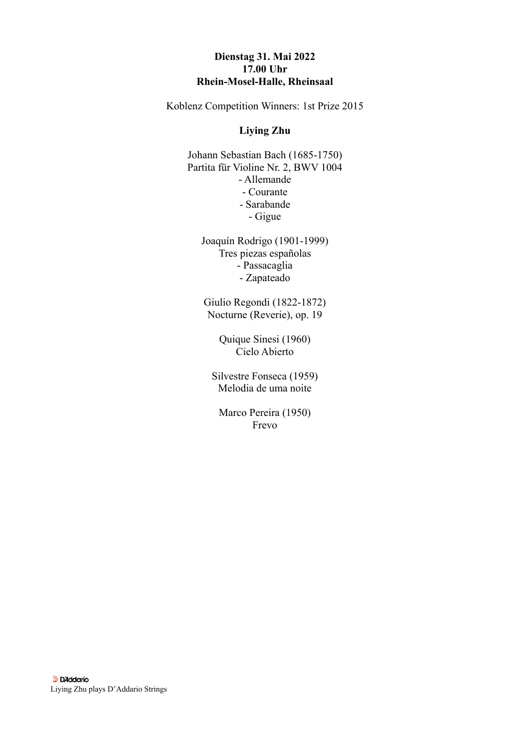**Dienstag 31. Mai 2022**
**17.00 Uhr**
**Rhein-Mosel-Halle, Rheinsaal**

Koblenz Competition Winners: 1st Prize 2015

**Liying Zhu**

Johann Sebastian Bach (1685-1750)
Partita für Violine Nr. 2, BWV 1004
- Allemande
- Courante
- Sarabande
- Gigue

Joaquín Rodrigo (1901-1999)
Tres piezas españolas
- Passacaglia
- Zapateado

Giulio Regondi (1822-1872)
Nocturne (Reverie), op. 19

Quique Sinesi (1960)
Cielo Abierto

Silvestre Fonseca (1959)
Melodia de uma noite

Marco Pereira (1950)
Frevo

D'Addario
Liying Zhu plays D'Addario Strings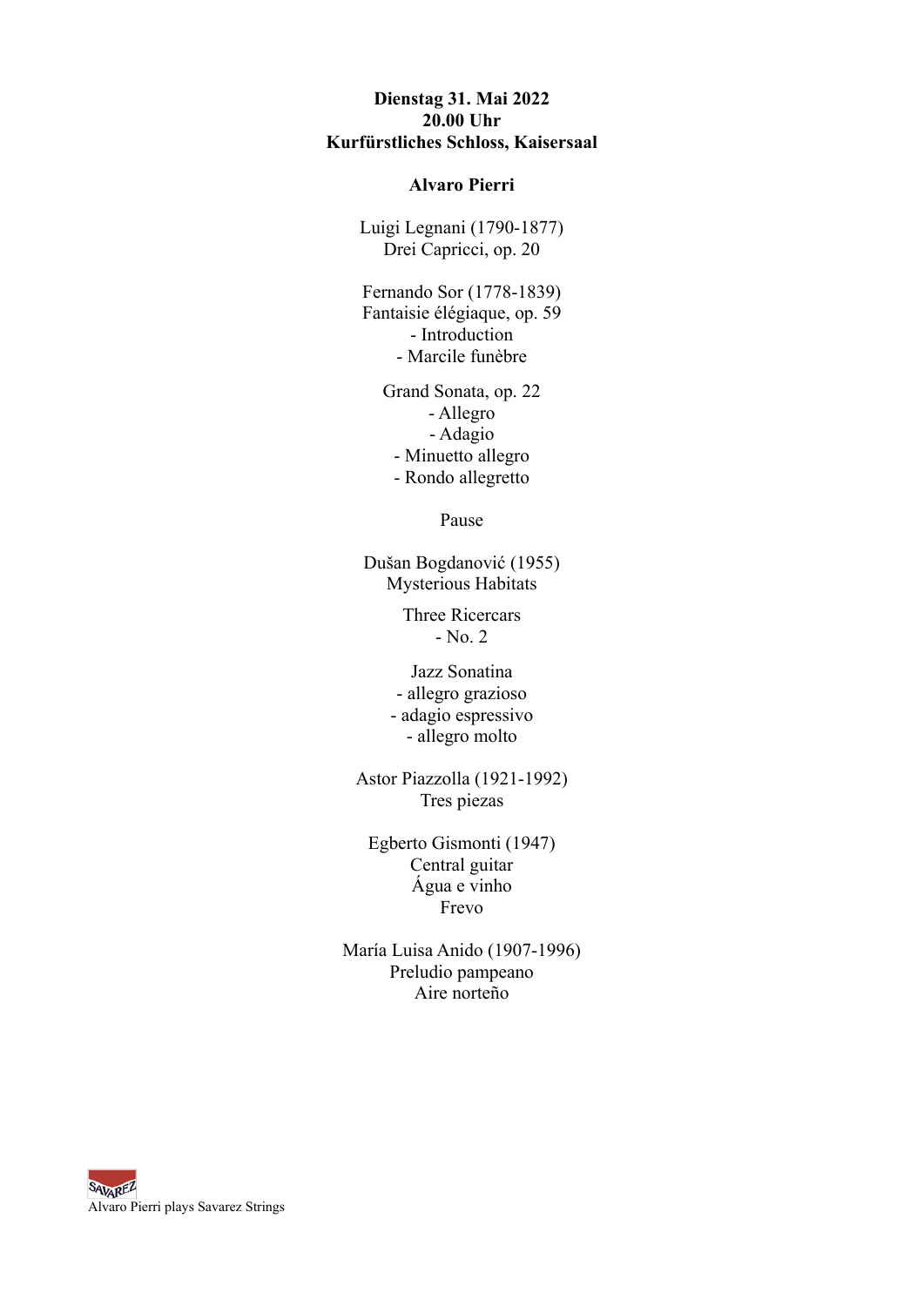**Dienstag 31. Mai 2022**
**20.00 Uhr**
**Kurfürstliches Schloss, Kaisersaal**

**Alvaro Pierri**

Luigi Legnani (1790-1877)
Drei Capricci, op. 20

Fernando Sor (1778-1839)
Fantaisie élégiaque, op. 59
- Introduction
- Marcile funèbre

Grand Sonata, op. 22
- Allegro
- Adagio
- Minuetto allegro
- Rondo allegretto

Pause

Dušan Bogdanović (1955)
Mysterious Habitats

Three Ricercars
- No. 2

Jazz Sonatina
- allegro grazioso
- adagio espressivo
- allegro molto

Astor Piazzolla (1921-1992)
Tres piezas

Egberto Gismonti (1947)
Central guitar
Água e vinho
Frevo

María Luisa Anido (1907-1996)
Preludio pampeano
Aire norteño

SAVAREZ
Alvaro Pierri plays Savarez Strings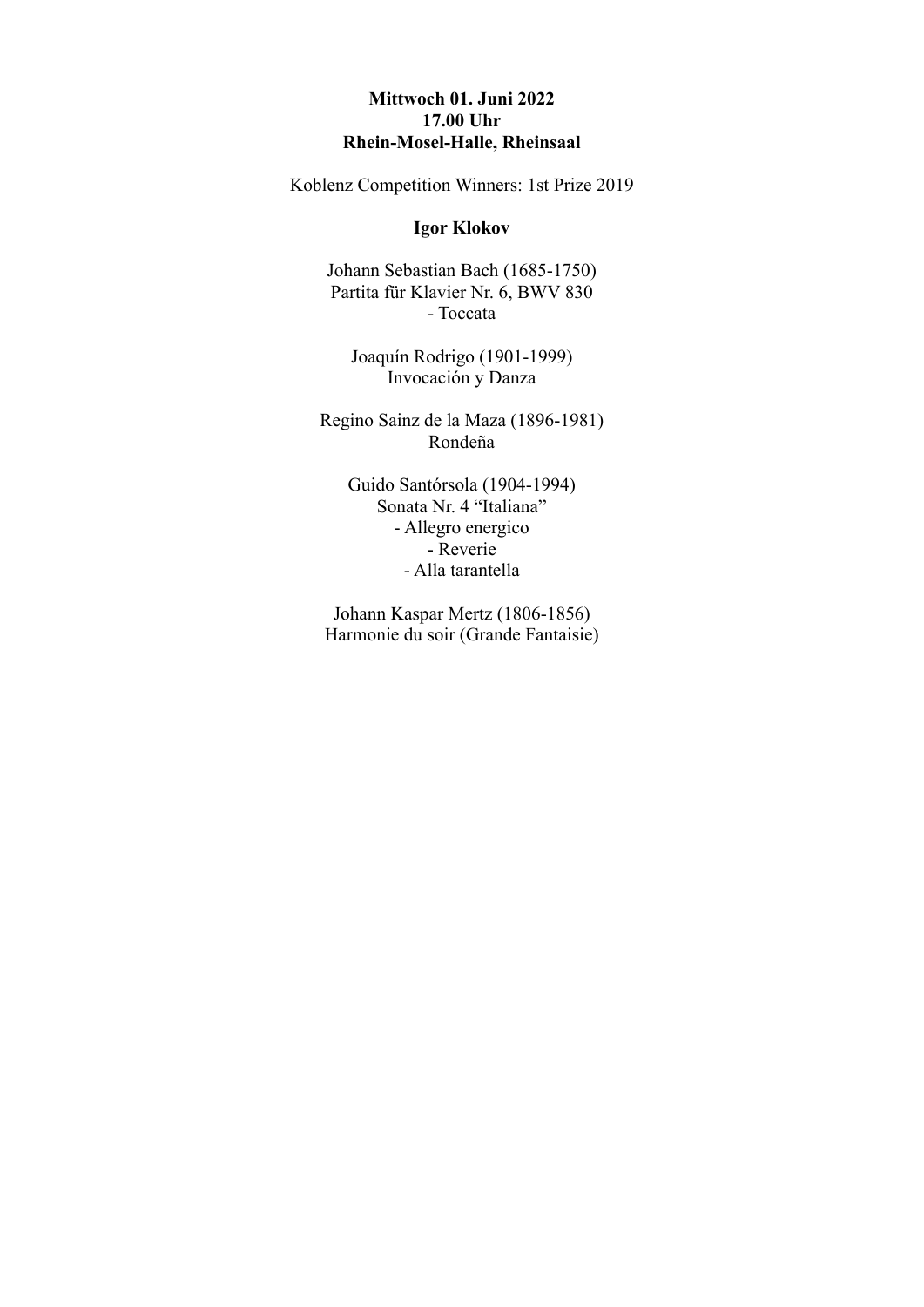**Mittwoch 01. Juni 2022**
**17.00 Uhr**
**Rhein-Mosel-Halle, Rheinsaal**

Koblenz Competition Winners: 1st Prize 2019

**Igor Klokov**

Johann Sebastian Bach (1685-1750)
Partita für Klavier Nr. 6, BWV 830
- Toccata

Joaquín Rodrigo (1901-1999)
Invocación y Danza

Regino Sainz de la Maza (1896-1981)
Rondeña

Guido Santórsola (1904-1994)
Sonata Nr. 4 "Italiana"
- Allegro energico
- Reverie
- Alla tarantella

Johann Kaspar Mertz (1806-1856)
Harmonie du soir (Grande Fantaisie)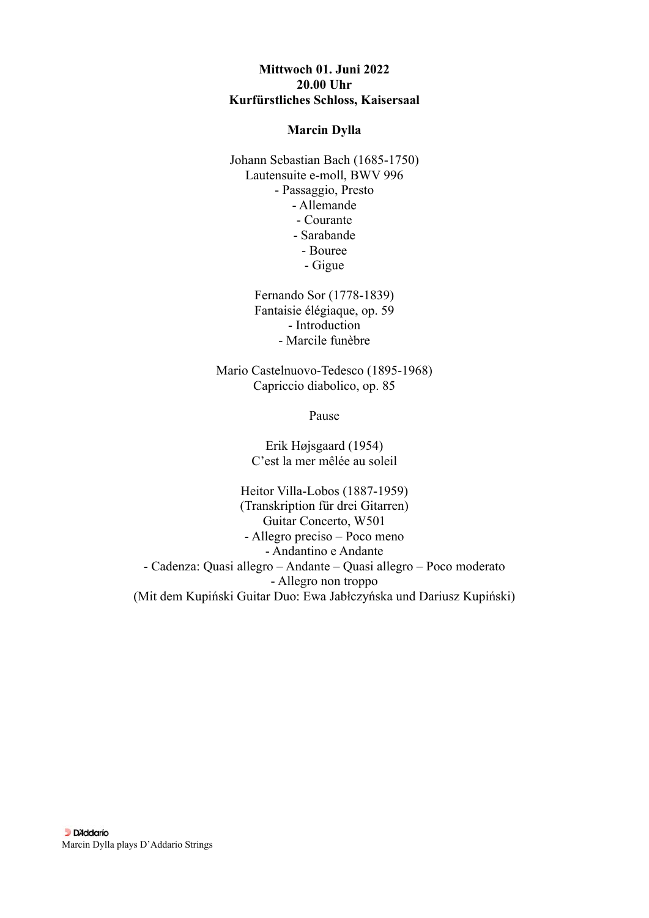**Mittwoch 01. Juni 2022**
**20.00 Uhr**
**Kurfürstliches Schloss, Kaisersaal**

**Marcin Dylla**

Johann Sebastian Bach (1685-1750)
Lautensuite e-moll, BWV 996
- Passaggio, Presto
- Allemande
- Courante
- Sarabande
- Bouree
- Gigue

Fernando Sor (1778-1839)
Fantaisie élégiaque, op. 59
- Introduction
- Marcile funèbre

Mario Castelnuovo-Tedesco (1895-1968)
Capriccio diabolico, op. 85

Pause

Erik Højsgaard (1954)
C'est la mer mêlée au soleil

Heitor Villa-Lobos (1887-1959)
(Transkription für drei Gitarren)
Guitar Concerto, W501
- Allegro preciso – Poco meno
- Andantino e Andante
- Cadenza: Quasi allegro – Andante – Quasi allegro – Poco moderato
- Allegro non troppo

(Mit dem Kupiński Guitar Duo: Ewa Jabłczyńska und Dariusz Kupiński)

D'Addario
Marcin Dylla plays D'Addario Strings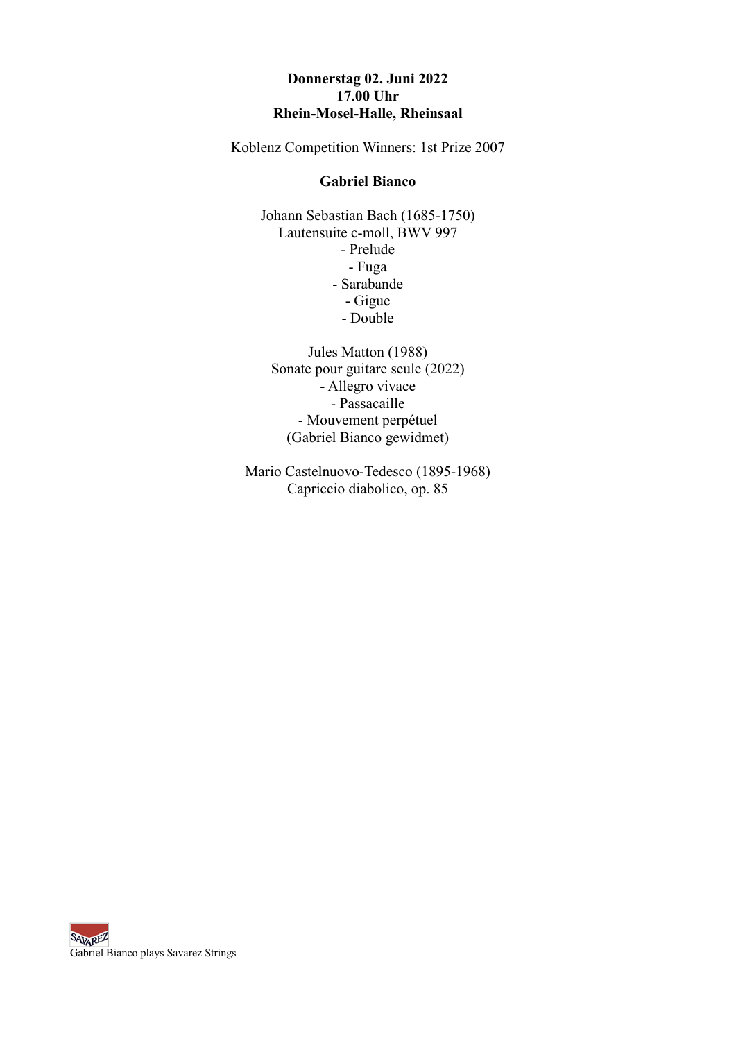**Donnerstag 02. Juni 2022**
**17.00 Uhr**
**Rhein-Mosel-Halle, Rheinsaal**

Koblenz Competition Winners: 1st Prize 2007

**Gabriel Bianco**

Johann Sebastian Bach (1685-1750)
Lautensuite c-moll, BWV 997
- Prelude
- Fuga
- Sarabande
- Gigue
- Double

Jules Matton (1988)
Sonate pour guitare seule (2022)
- Allegro vivace
- Passacaille
- Mouvement perpétuel

(Gabriel Bianco gewidmet)

Mario Castelnuovo-Tedesco (1895-1968)
Capriccio diabolico, op. 85

SAVAREZ
Gabriel Bianco plays Savarez Strings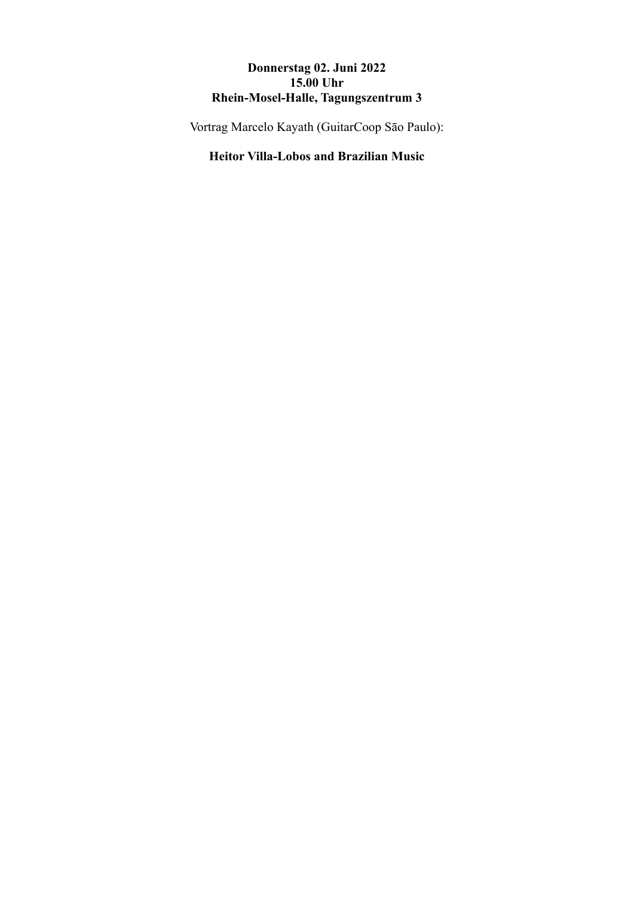**Donnerstag 02. Juni 2022**
**15.00 Uhr**
**Rhein-Mosel-Halle, Tagungszentrum 3**

Vortrag Marcelo Kayath (GuitarCoop São Paulo):

**Heitor Villa-Lobos and Brazilian Music**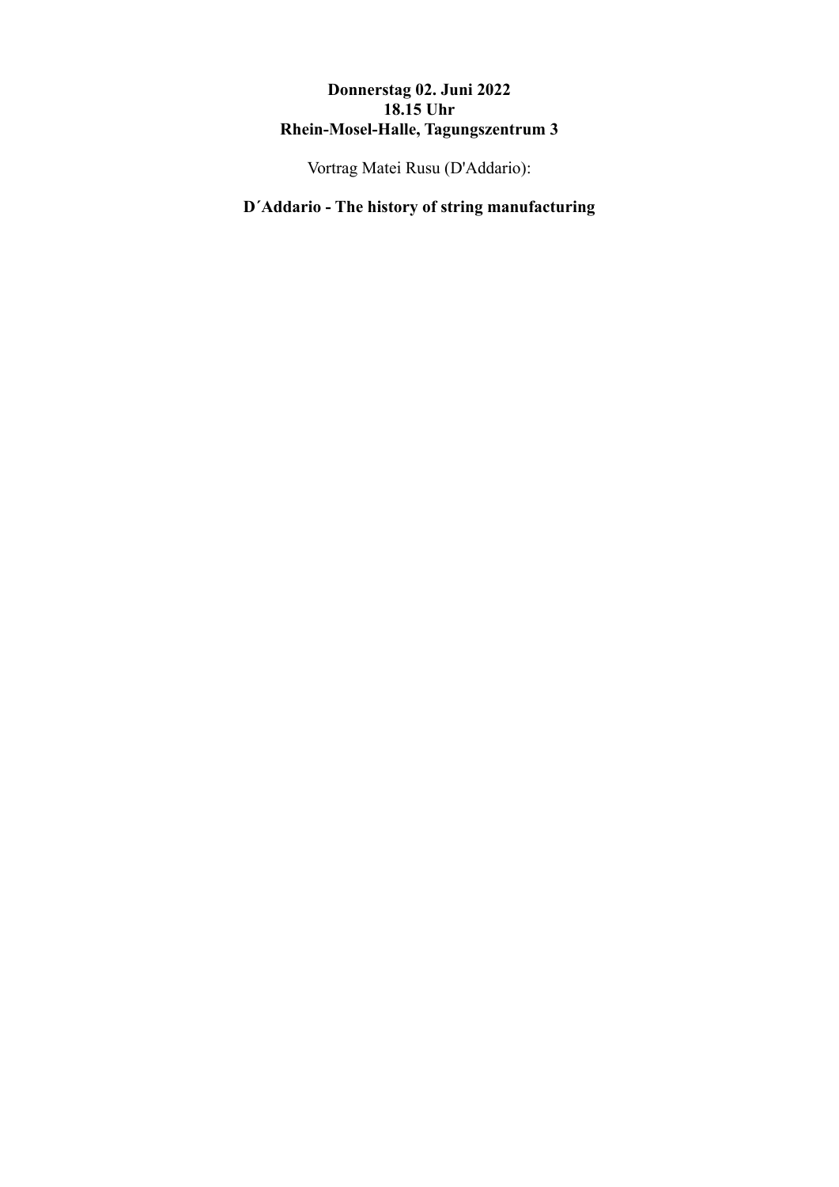**Donnerstag 02. Juni 2022**
**18.15 Uhr**
**Rhein-Mosel-Halle, Tagungszentrum 3**

Vortrag Matei Rusu (D'Addario):

**D´Addario - The history of string manufacturing**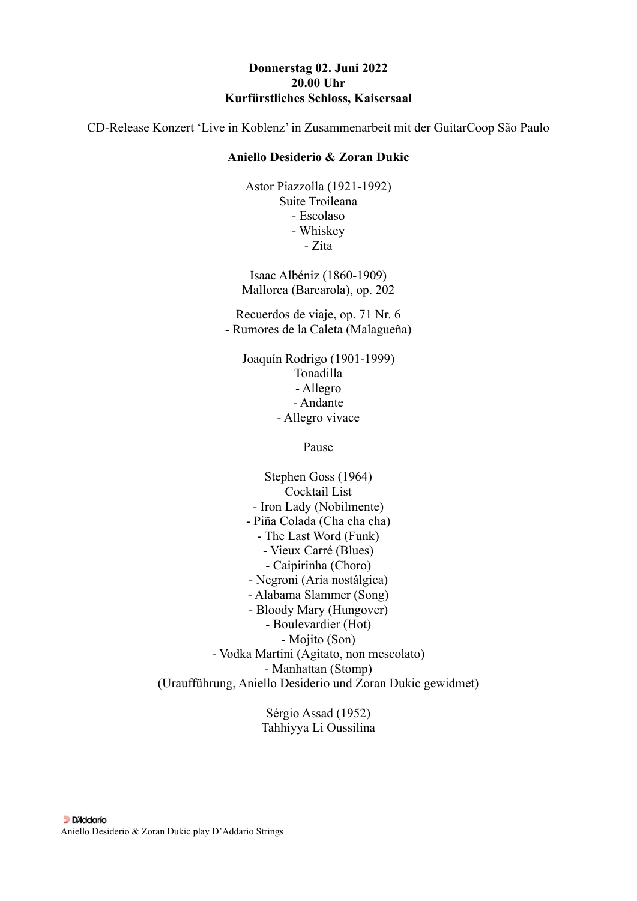**Donnerstag 02. Juni 2022**
**20.00 Uhr**
**Kurfürstliches Schloss, Kaisersaal**

CD-Release Konzert 'Live in Koblenz' in Zusammenarbeit mit der GuitarCoop São Paulo

**Aniello Desiderio & Zoran Dukic**

Astor Piazzolla (1921-1992)
Suite Troileana
- Escolaso
- Whiskey
- Zita

Isaac Albéniz (1860-1909)
Mallorca (Barcarola), op. 202

Recuerdos de viaje, op. 71 Nr. 6
- Rumores de la Caleta (Malagueña)

Joaquín Rodrigo (1901-1999)
Tonadilla
- Allegro
- Andante
- Allegro vivace

Pause

Stephen Goss (1964)
Cocktail List
- Iron Lady (Nobilmente)
- Piña Colada (Cha cha cha)
- The Last Word (Funk)
- Vieux Carré (Blues)
- Caipirinha (Choro)
- Negroni (Aria nostálgica)
- Alabama Slammer (Song)
- Bloody Mary (Hungover)
- Boulevardier (Hot)
- Mojito (Son)
- Vodka Martini (Agitato, non mescolato)
- Manhattan (Stomp)

(Uraufführung, Aniello Desiderio und Zoran Dukic gewidmet)

Sérgio Assad (1952)
Tahhiyya Li Oussilina

D'Addario
Aniello Desiderio & Zoran Dukic play D'Addario Strings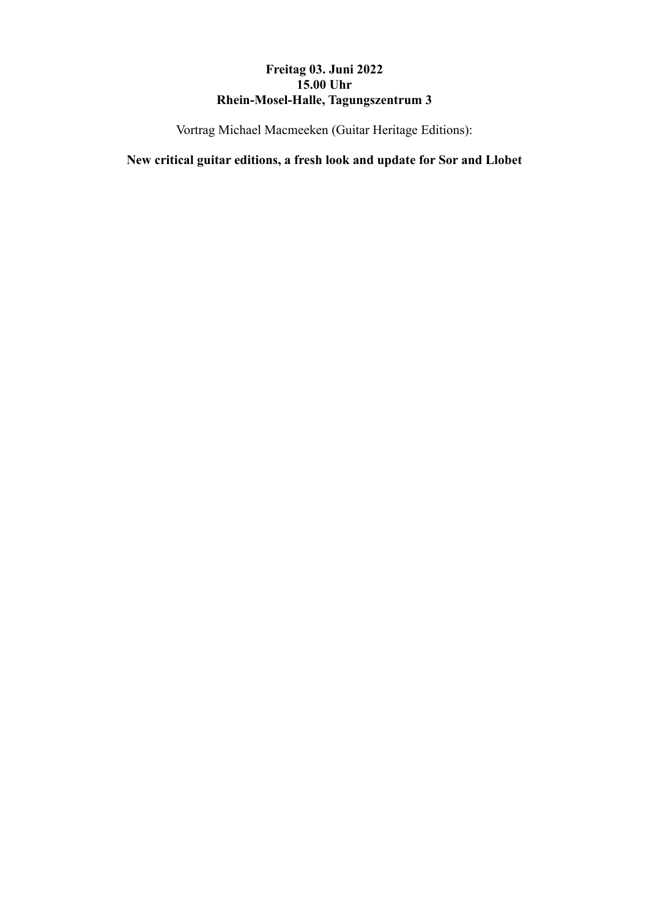**Freitag 03. Juni 2022**
**15.00 Uhr**
**Rhein-Mosel-Halle, Tagungszentrum 3**

Vortrag Michael Macmeeken (Guitar Heritage Editions):

**New critical guitar editions, a fresh look and update for Sor and Llobet**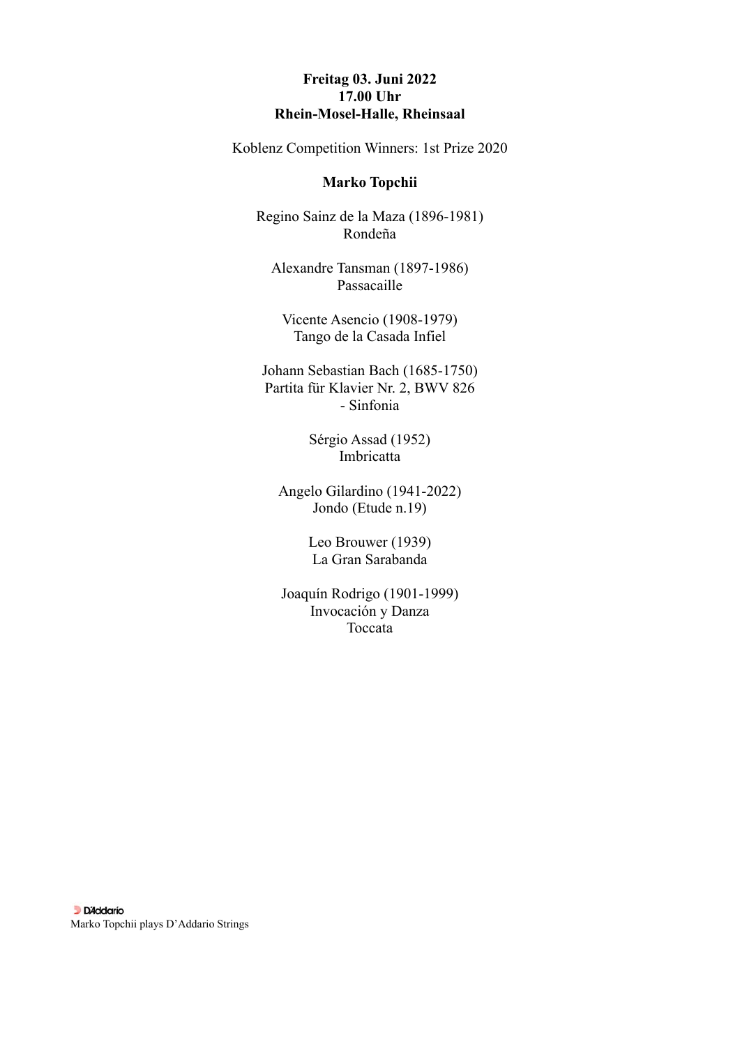**Freitag 03. Juni 2022**
**17.00 Uhr**
**Rhein-Mosel-Halle, Rheinsaal**

Koblenz Competition Winners: 1st Prize 2020

**Marko Topchii**

Regino Sainz de la Maza (1896-1981)
Rondeña

Alexandre Tansman (1897-1986)
Passacaille

Vicente Asencio (1908-1979)
Tango de la Casada Infiel

Johann Sebastian Bach (1685-1750)
Partita für Klavier Nr. 2, BWV 826
- Sinfonia

Sérgio Assad (1952)
Imbricatta

Angelo Gilardino (1941-2022)
Jondo (Etude n.19)

Leo Brouwer (1939)
La Gran Sarabanda

Joaquín Rodrigo (1901-1999)
Invocación y Danza
Toccata

D'Addario
Marko Topchii plays D'Addario Strings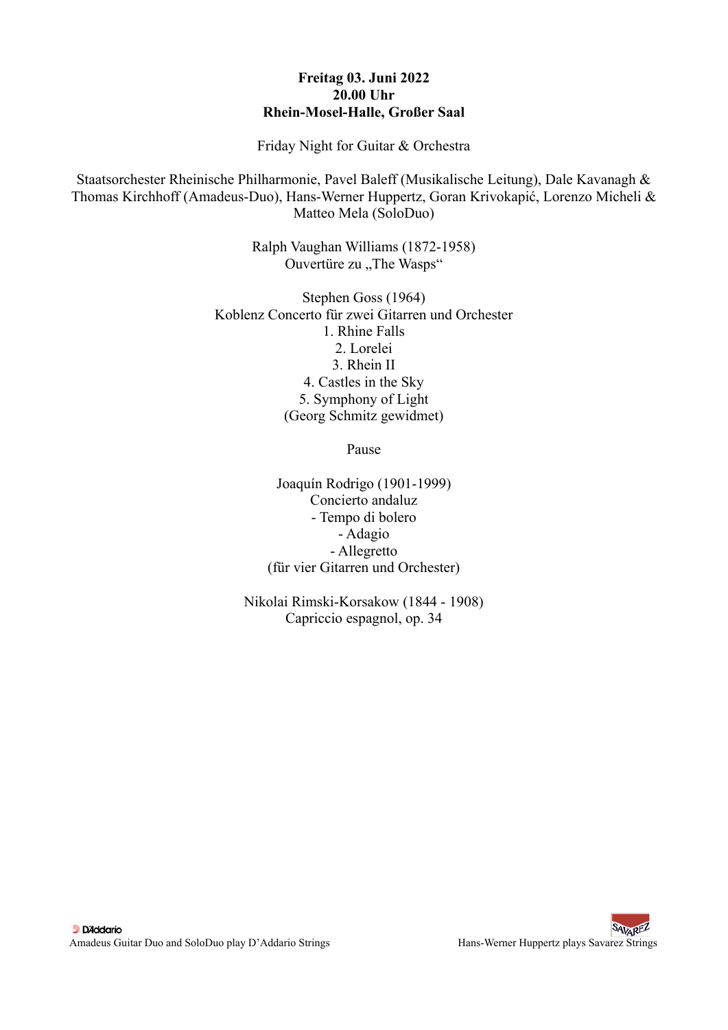**Freitag 03. Juni 2022**
**20.00 Uhr**
**Rhein-Mosel-Halle, Großer Saal**

Friday Night for Guitar & Orchestra

Staatsorchester Rheinische Philharmonie, Pavel Baleff (Musikalische Leitung), Dale Kavanagh & Thomas Kirchhoff (Amadeus-Duo), Hans-Werner Huppertz, Goran Krivokapić, Lorenzo Micheli & Matteo Mela (SoloDuo)

Ralph Vaughan Williams (1872-1958)
Ouvertüre zu „The Wasps“

Stephen Goss (1964)
Koblenz Concerto für zwei Gitarren und Orchester
1. Rhine Falls
2. Lorelei
3. Rhein II
4. Castles in the Sky
5. Symphony of Light
(Georg Schmitz gewidmet)

Pause

Joaquín Rodrigo (1901-1999)
Concierto andaluz
- Tempo di bolero
- Adagio
- Allegretto
(für vier Gitarren und Orchester)

Nikolai Rimski-Korsakow (1844 - 1908)
Capriccio espagnol, op. 34

D'Addario
Amadeus Guitar Duo and SoloDuo play D'Addario Strings

SAVAREZ
Hans-Werner Huppertz plays Savarez Strings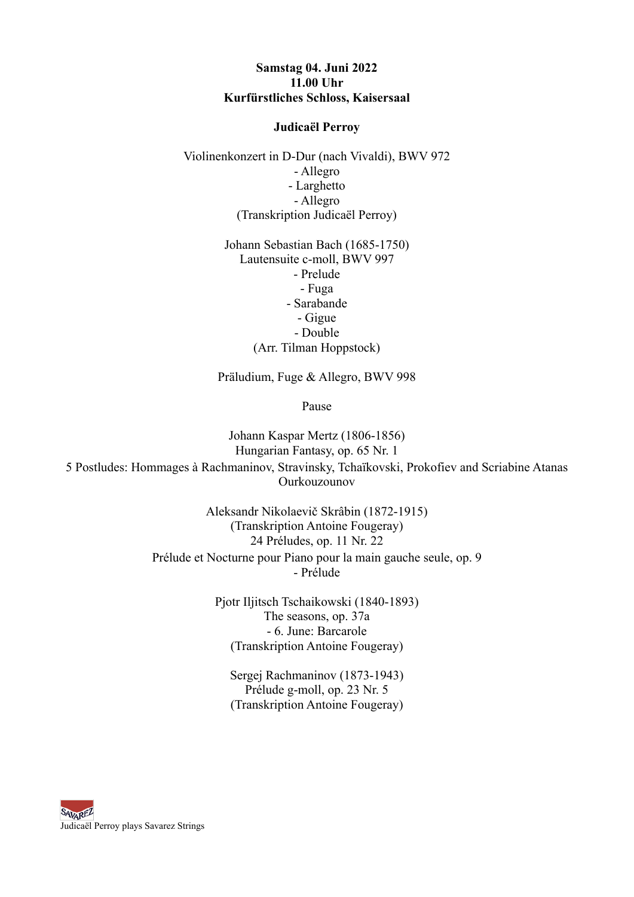**Samstag 04. Juni 2022**
**11.00 Uhr**
**Kurfürstliches Schloss, Kaisersaal**

**Judicaël Perroy**

Violinenkonzert in D-Dur (nach Vivaldi), BWV 972
- Allegro
- Larghetto
- Allegro

(Transkription Judicaël Perroy)

Johann Sebastian Bach (1685-1750)
Lautensuite c-moll, BWV 997
- Prelude
- Fuga
- Sarabande
- Gigue
- Double

(Arr. Tilman Hoppstock)

Präludium, Fuge & Allegro, BWV 998

Pause

Johann Kaspar Mertz (1806-1856)
Hungarian Fantasy, op. 65 Nr. 1
5 Postludes: Hommages à Rachmaninov, Stravinsky, Tchaïkovski, Prokofiev and Scriabine Atanas Ourkouzounov

Aleksandr Nikolaevič Skrâbin (1872-1915)
(Transkription Antoine Fougeray)
24 Préludes, op. 11 Nr. 22
Prélude et Nocturne pour Piano pour la main gauche seule, op. 9
- Prélude

Pjotr Iljitsch Tschaikowski (1840-1893)
The seasons, op. 37a
- 6. June: Barcarole

(Transkription Antoine Fougeray)

Sergej Rachmaninov (1873-1943)
Prélude g-moll, op. 23 Nr. 5
(Transkription Antoine Fougeray)

SAVAREZ
Judicaël Perroy plays Savarez Strings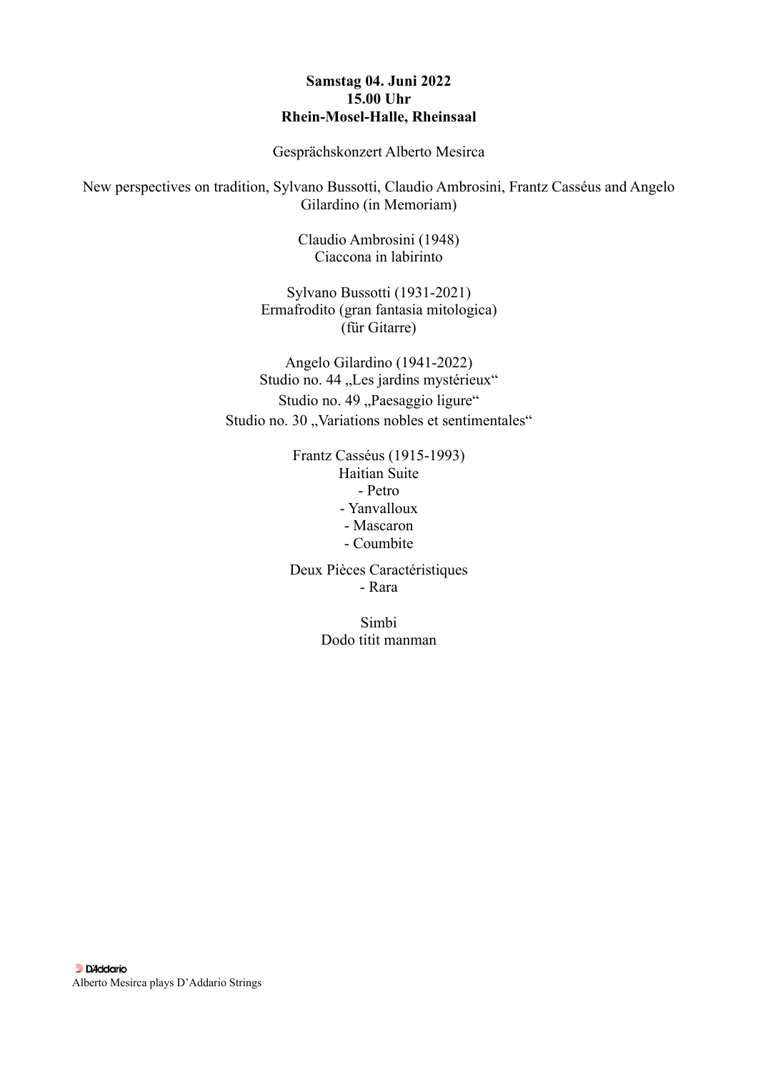**Samstag 04. Juni 2022**
**15.00 Uhr**
**Rhein-Mosel-Halle, Rheinsaal**

Gesprächskonzert Alberto Mesirca

New perspectives on tradition, Sylvano Bussotti, Claudio Ambrosini, Frantz Casséus and Angelo Gilardino (in Memoriam)

Claudio Ambrosini (1948)
Ciaccona in labirinto

Sylvano Bussotti (1931-2021)
Ermafrodito (gran fantasia mitologica)
(für Gitarre)

Angelo Gilardino (1941-2022)
Studio no. 44 „Les jardins mystérieux"
Studio no. 49 „Paesaggio ligure"
Studio no. 30 „Variations nobles et sentimentales"

Frantz Casséus (1915-1993)
Haitian Suite
- Petro
- Yanvalloux
- Mascaron
- Coumbite

Deux Pièces Caractéristiques
- Rara

Simbi
Dodo titit manman

D'Addario
Alberto Mesirca plays D'Addario Strings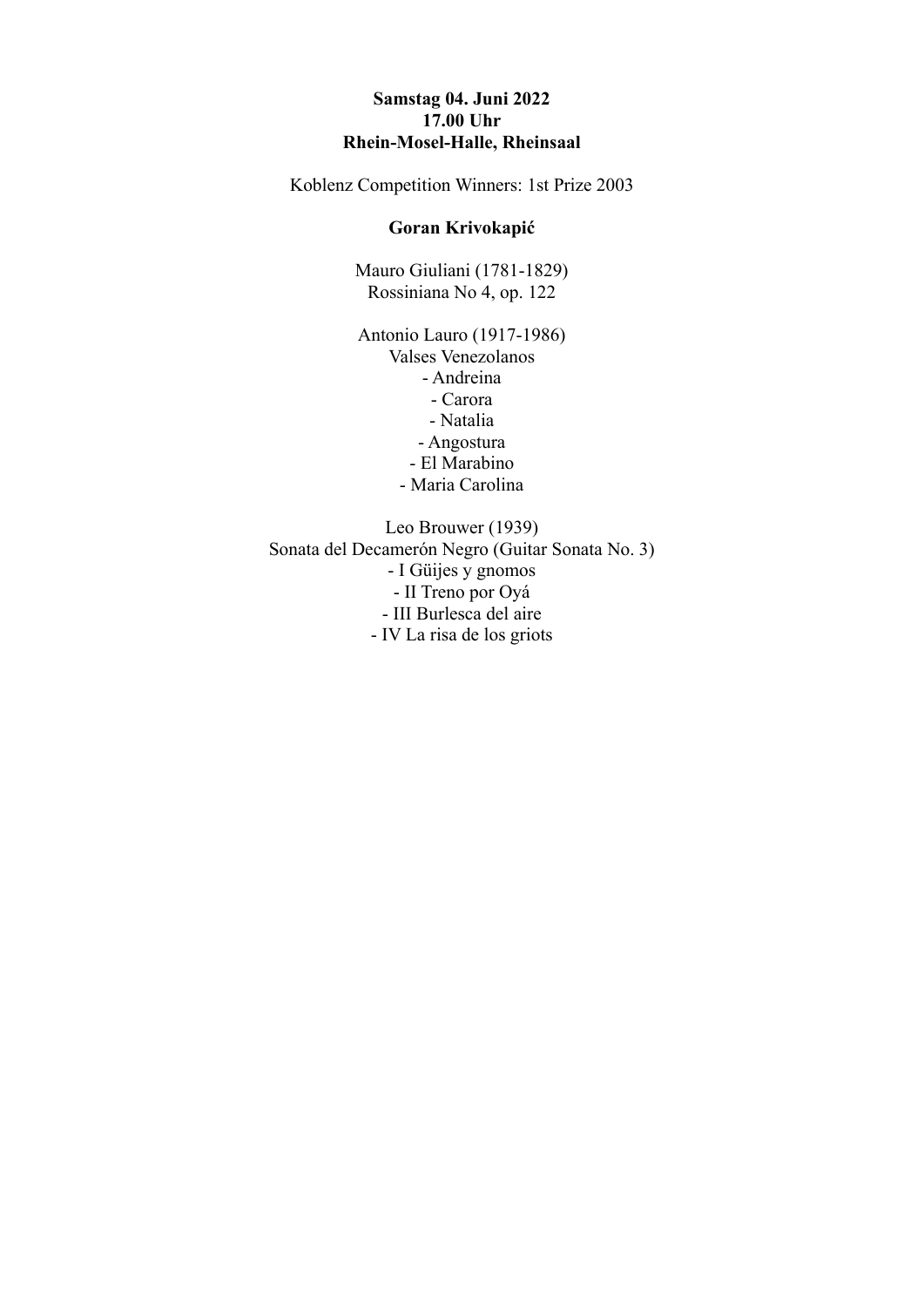**Samstag 04. Juni 2022**
**17.00 Uhr**
**Rhein-Mosel-Halle, Rheinsaal**

Koblenz Competition Winners: 1st Prize 2003

**Goran Krivokapić**

Mauro Giuliani (1781-1829)
Rossiniana No 4, op. 122

Antonio Lauro (1917-1986)
Valses Venezolanos
- Andreina
- Carora
- Natalia
- Angostura
- El Marabino
- Maria Carolina

Leo Brouwer (1939)
Sonata del Decamerón Negro (Guitar Sonata No. 3)
- I Güijes y gnomos
- II Treno por Oyá
- III Burlesca del aire
- IV La risa de los griots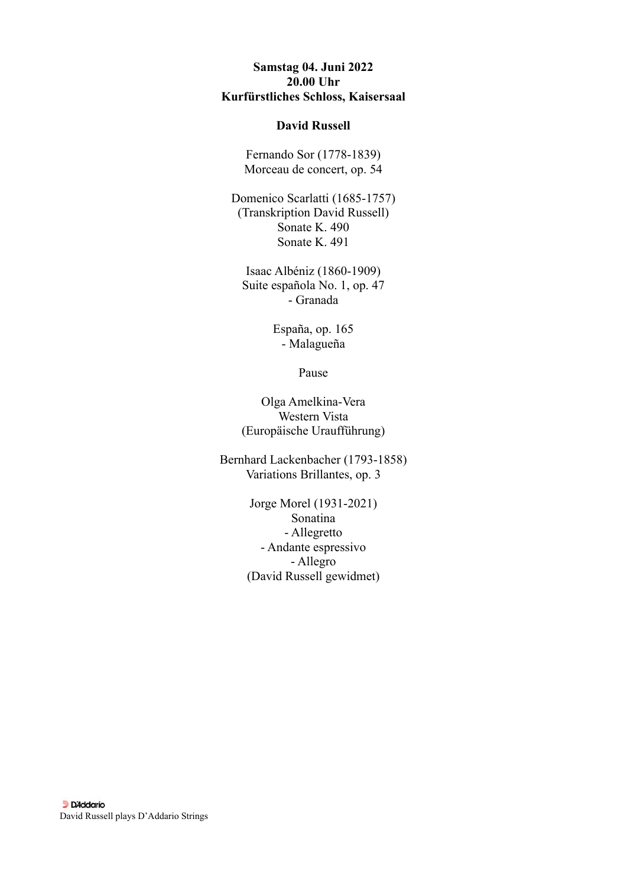**Samstag 04. Juni 2022**
**20.00 Uhr**
**Kurfürstliches Schloss, Kaisersaal**

**David Russell**

Fernando Sor (1778-1839)
Morceau de concert, op. 54

Domenico Scarlatti (1685-1757)
(Transkription David Russell)
Sonate K. 490
Sonate K. 491

Isaac Albéniz (1860-1909)
Suite española No. 1, op. 47
- Granada

España, op. 165
- Malagueña

Pause

Olga Amelkina-Vera
Western Vista
(Europäische Uraufführung)

Bernhard Lackenbacher (1793-1858)
Variations Brillantes, op. 3

Jorge Morel (1931-2021)
Sonatina
- Allegretto
- Andante espressivo
- Allegro
(David Russell gewidmet)

D'Addario
David Russell plays D'Addario Strings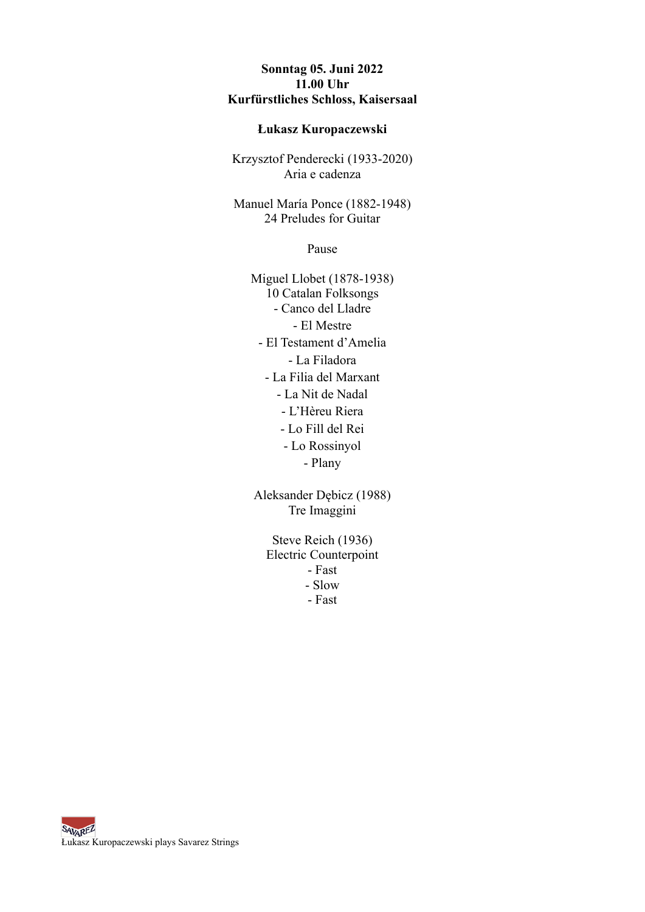**Sonntag 05. Juni 2022**
**11.00 Uhr**
**Kurfürstliches Schloss, Kaisersaal**

**Łukasz Kuropaczewski**

Krzysztof Penderecki (1933-2020)
Aria e cadenza

Manuel María Ponce (1882-1948)
24 Preludes for Guitar

Pause

Miguel Llobet (1878-1938)
10 Catalan Folksongs
- Canco del Lladre
- El Mestre
- El Testament d'Amelia
- La Filadora
- La Filia del Marxant
- La Nit de Nadal
- L'Hèreu Riera
- Lo Fill del Rei
- Lo Rossinyol
- Plany

Aleksander Dębicz (1988)
Tre Imaggini

Steve Reich (1936)
Electric Counterpoint
- Fast
- Slow
- Fast

SAVAREZ
Łukasz Kuropaczewski plays Savarez Strings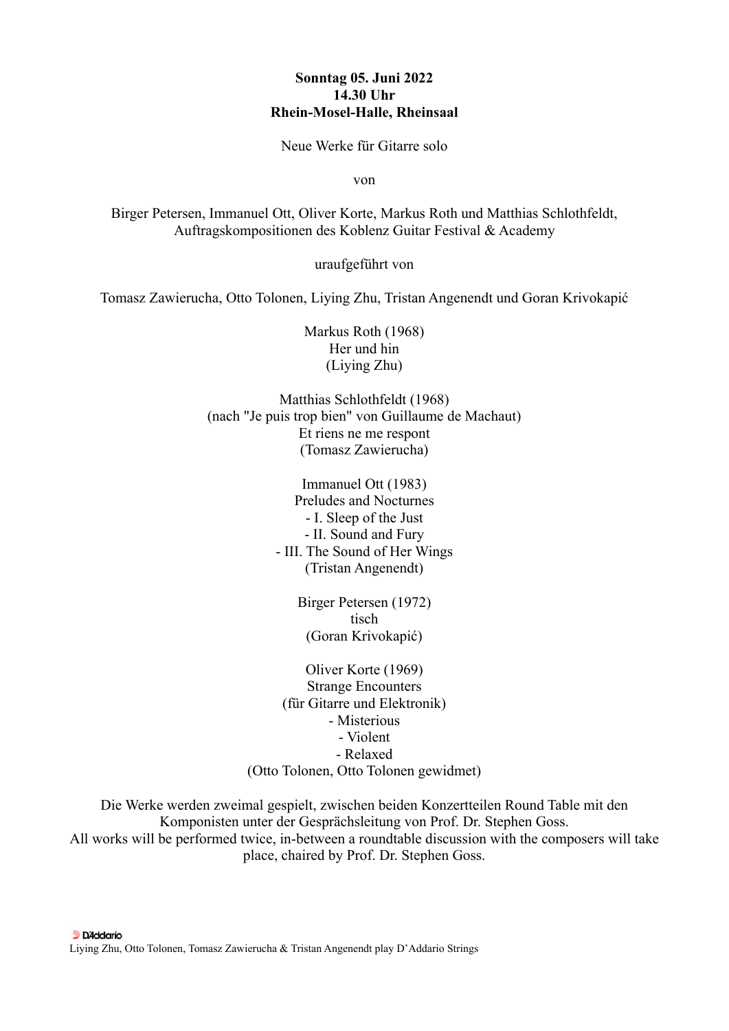**Sonntag 05. Juni 2022**
**14.30 Uhr**
**Rhein-Mosel-Halle, Rheinsaal**

Neue Werke für Gitarre solo

von

Birger Petersen, Immanuel Ott, Oliver Korte, Markus Roth und Matthias Schlothfeldt, Auftragskompositionen des Koblenz Guitar Festival & Academy

uraufgeführt von

Tomasz Zawierucha, Otto Tolonen, Liying Zhu, Tristan Angenendt und Goran Krivokapić

Markus Roth (1968)
Her und hin
(Liying Zhu)

Matthias Schlothfeldt (1968)
(nach "Je puis trop bien" von Guillaume de Machaut)
Et riens ne me respont
(Tomasz Zawierucha)

Immanuel Ott (1983)
Preludes and Nocturnes
- I. Sleep of the Just
- II. Sound and Fury
- III. The Sound of Her Wings
(Tristan Angenendt)

Birger Petersen (1972)
tisch
(Goran Krivokapić)

Oliver Korte (1969)
Strange Encounters
(für Gitarre und Elektronik)
- Misterious
- Violent
- Relaxed
(Otto Tolonen, Otto Tolonen gewidmet)

Die Werke werden zweimal gespielt, zwischen beiden Konzertteilen Round Table mit den Komponisten unter der Gesprächsleitung von Prof. Dr. Stephen Goss.
All works will be performed twice, in-between a roundtable discussion with the composers will take place, chaired by Prof. Dr. Stephen Goss.

D'Addario
Liying Zhu, Otto Tolonen, Tomasz Zawierucha & Tristan Angenendt play D'Addario Strings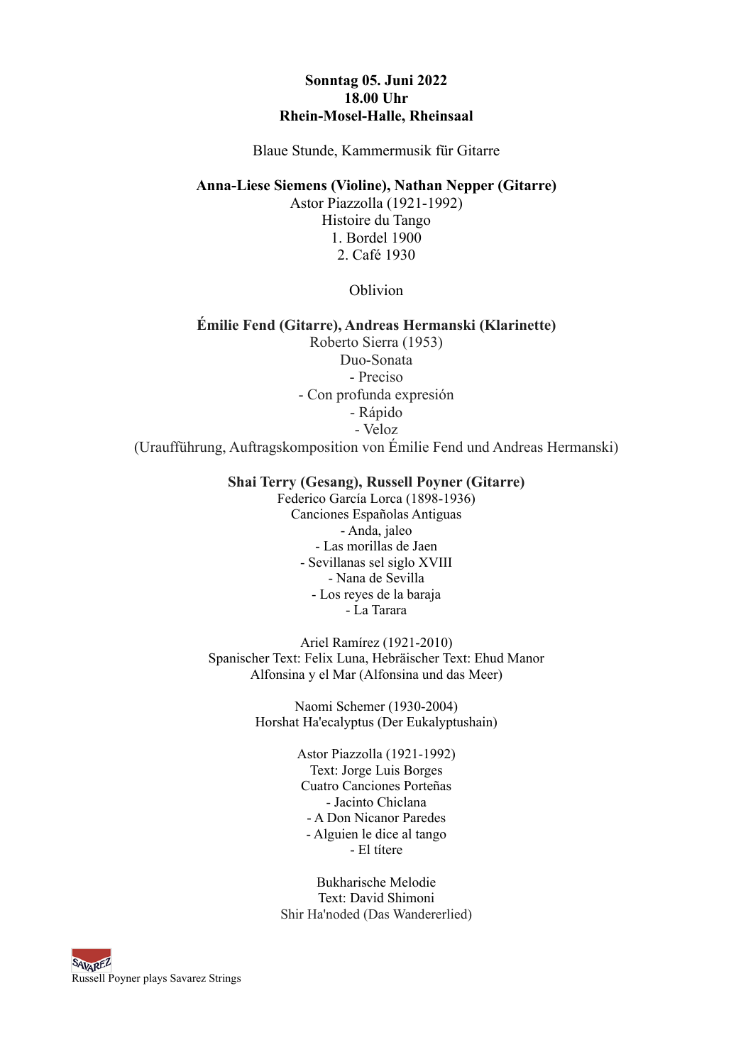**Sonntag 05. Juni 2022**
**18.00 Uhr**
**Rhein-Mosel-Halle, Rheinsaal**

Blaue Stunde, Kammermusik für Gitarre

**Anna-Liese Siemens (Violine), Nathan Nepper (Gitarre)**

Astor Piazzolla (1921-1992)
Histoire du Tango
1. Bordel 1900
2. Café 1930

Oblivion

**Émilie Fend (Gitarre), Andreas Hermanski (Klarinette)**

Roberto Sierra (1953)
Duo-Sonata
- Preciso
- Con profunda expresión
- Rápido
- Veloz

(Uraufführung, Auftragskomposition von Émilie Fend und Andreas Hermanski)

**Shai Terry (Gesang), Russell Poyner (Gitarre)**

Federico García Lorca (1898-1936)
Canciones Españolas Antiguas
- Anda, jaleo
- Las morillas de Jaen
- Sevillanas sel siglo XVIII
- Nana de Sevilla
- Los reyes de la baraja
- La Tarara

Ariel Ramírez (1921-2010)
Spanischer Text: Felix Luna, Hebräischer Text: Ehud Manor
Alfonsina y el Mar (Alfonsina und das Meer)

Naomi Schemer (1930-2004)
Horshat Ha'ecalyptus (Der Eukalyptushain)

Astor Piazzolla (1921-1992)
Text: Jorge Luis Borges
Cuatro Canciones Porteñas
- Jacinto Chiclana
- A Don Nicanor Paredes
- Alguien le dice al tango
- El títere

Bukharische Melodie
Text: David Shimoni
Shir Ha'noded (Das Wandererlied)

SAVAREZ
Russell Poyner plays Savarez Strings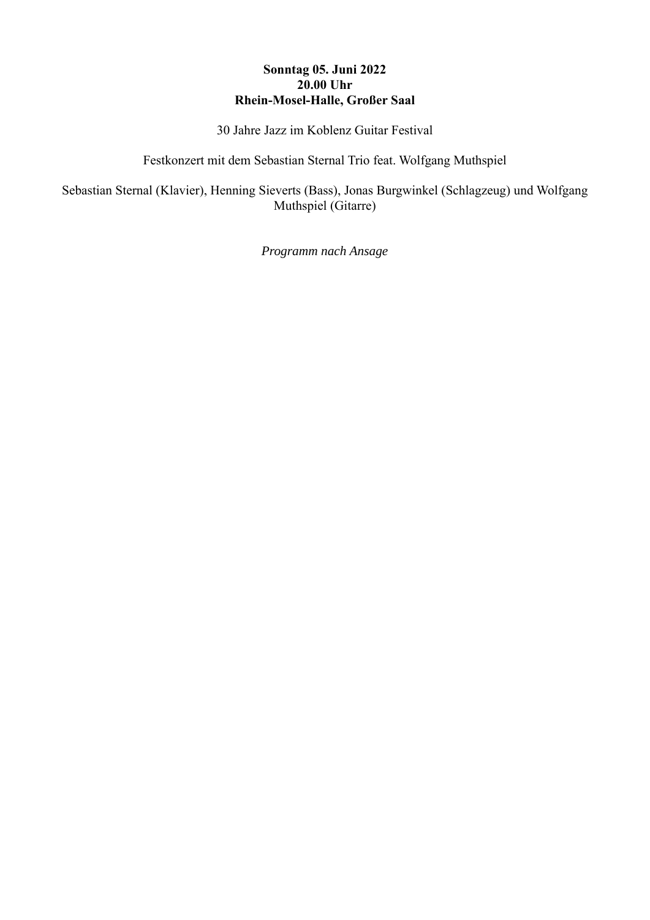**Sonntag 05. Juni 2022**
**20.00 Uhr**
**Rhein-Mosel-Halle, Großer Saal**

30 Jahre Jazz im Koblenz Guitar Festival

Festkonzert mit dem Sebastian Sternal Trio feat. Wolfgang Muthspiel

Sebastian Sternal (Klavier), Henning Sieverts (Bass), Jonas Burgwinkel (Schlagzeug) und Wolfgang Muthspiel (Gitarre)

*Programm nach Ansage*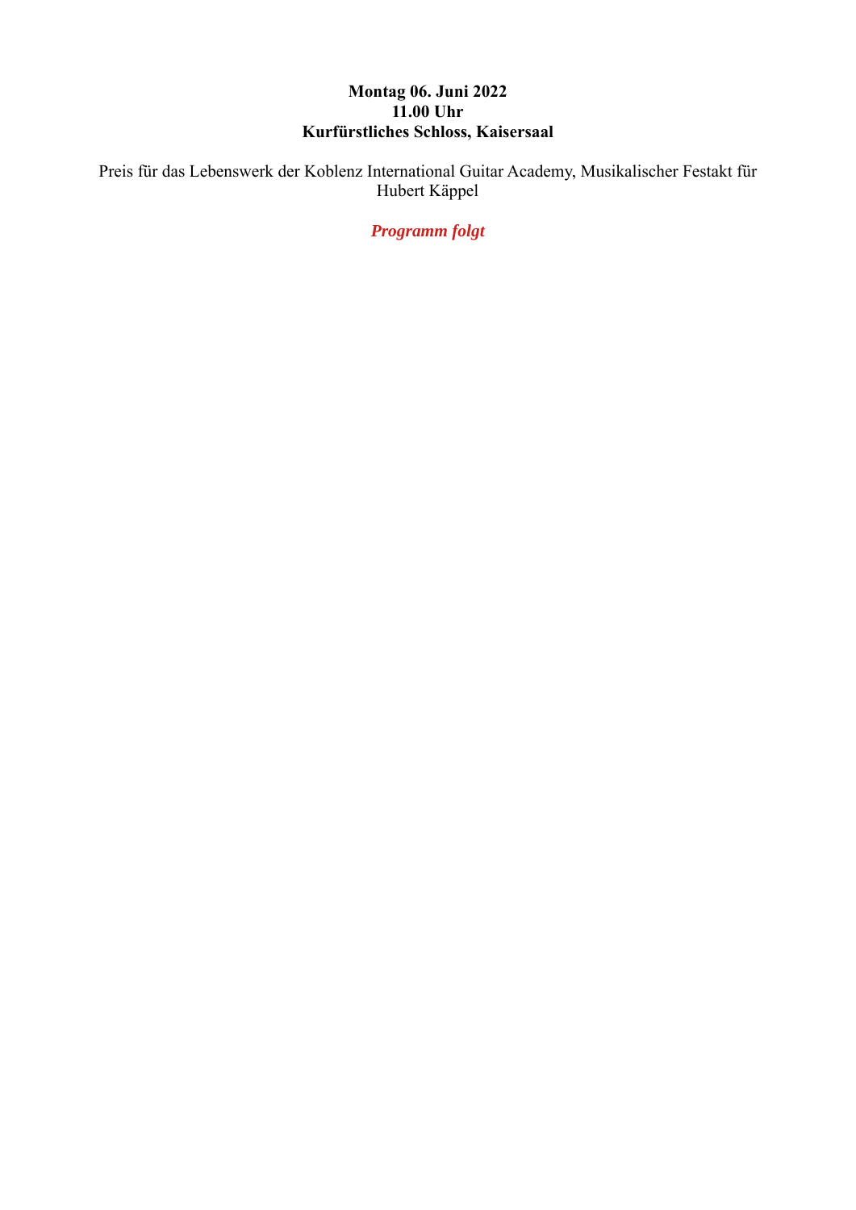**Montag 06. Juni 2022**
**11.00 Uhr**
**Kurfürstliches Schloss, Kaisersaal**

Preis für das Lebenswerk der Koblenz International Guitar Academy, Musikalischer Festakt für Hubert Käppel

***Programm folgt***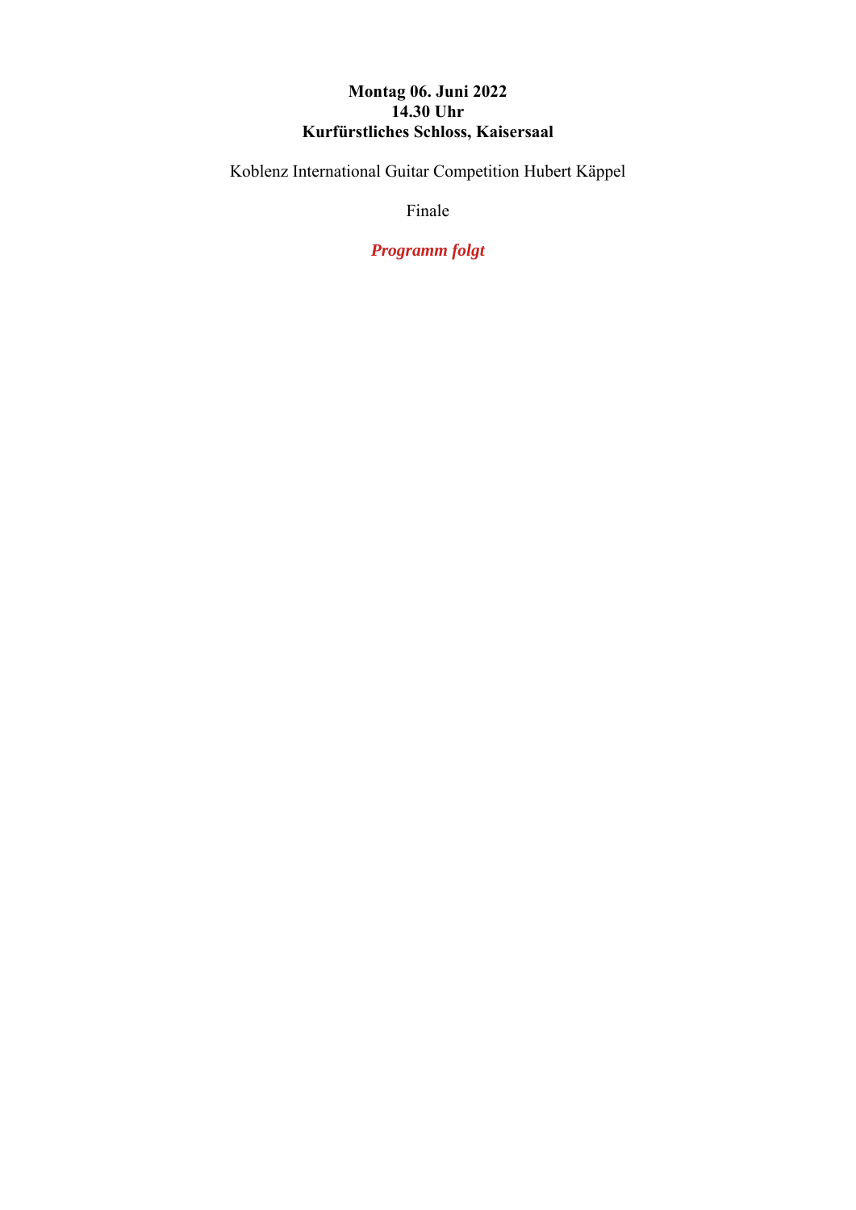**Montag 06. Juni 2022**
**14.30 Uhr**
**Kurfürstliches Schloss, Kaisersaal**

Koblenz International Guitar Competition Hubert Käppel

Finale

***Programm folgt***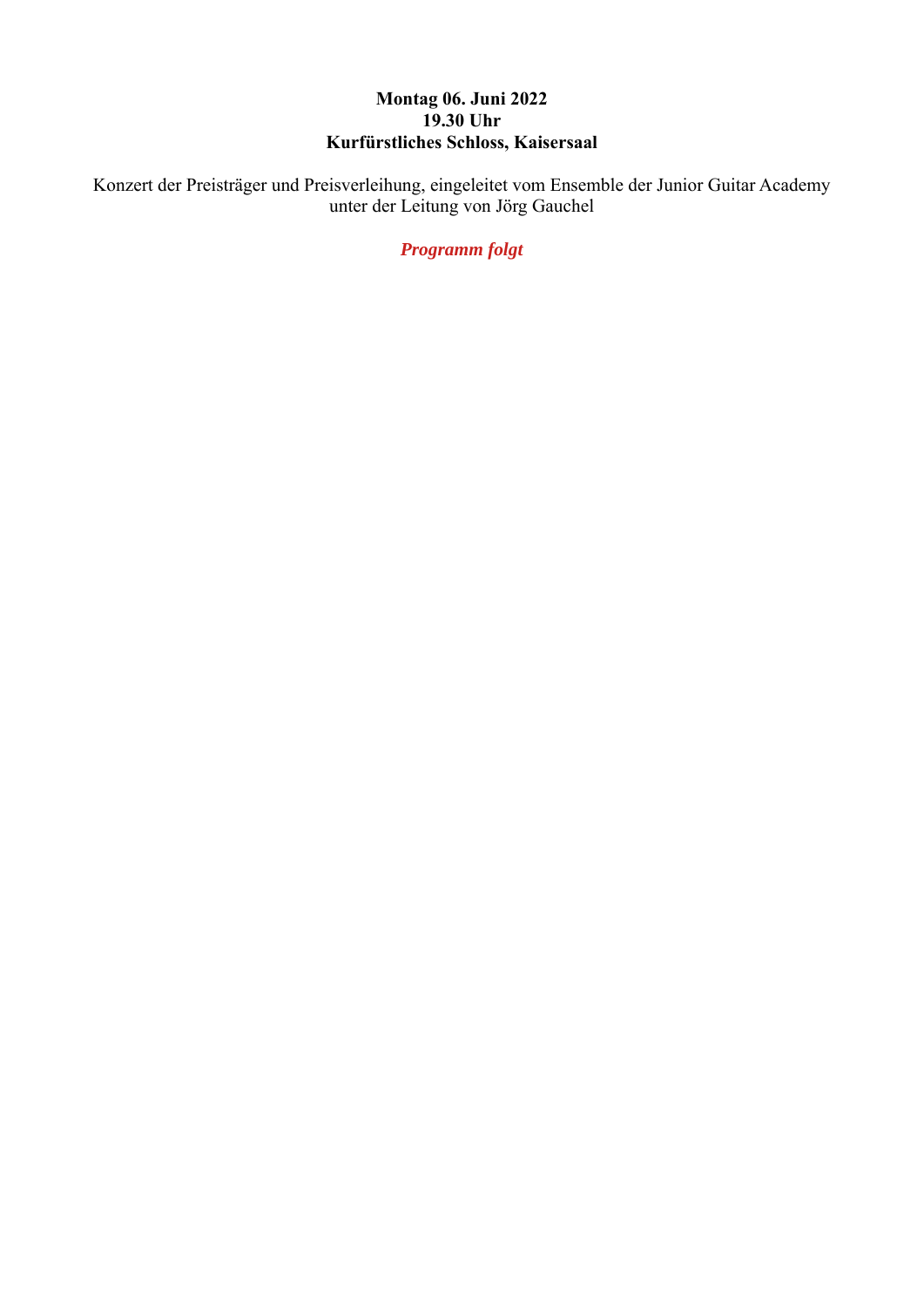**Montag 06. Juni 2022**
**19.30 Uhr**
**Kurfürstliches Schloss, Kaisersaal**

Konzert der Preisträger und Preisverleihung, eingeleitet vom Ensemble der Junior Guitar Academy unter der Leitung von Jörg Gauchel

***Programm folgt***